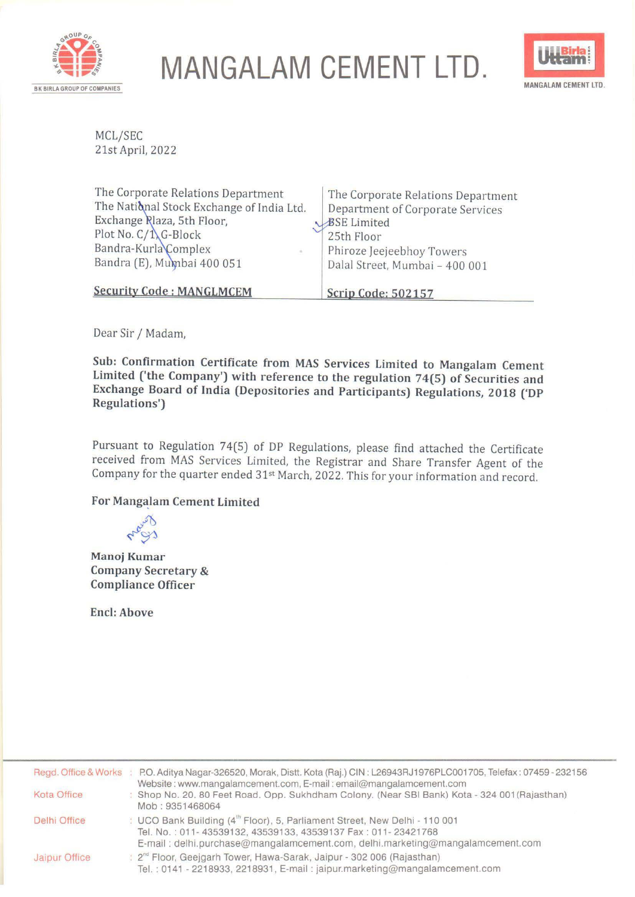# MANGALAM CEMENT LTD.

BK BIRLA GROUP OF COMPANIES

MANGALAM CEMENT LTD.

MCL/SEC
21st April, 2022

| | |
|---|---|
| The Corporate Relations Department<br>The National Stock Exchange of India Ltd.<br>Exchange Plaza, 5th Floor,<br>Plot No. C/1, G-Block<br>Bandra-Kurla Complex<br>Bandra (E), Mumbai 400 051 | The Corporate Relations Department<br>Department of Corporate Services<br>BSE Limited<br>25th Floor<br>Phiroze Jeejeebhoy Towers<br>Dalal Street, Mumbai – 400 001 |
| **Security Code : MANGLMCEM** | **Scrip Code: 502157** |

Dear Sir / Madam,

**Sub: Confirmation Certificate from MAS Services Limited to Mangalam Cement Limited ('the Company') with reference to the regulation 74(5) of Securities and Exchange Board of India (Depositories and Participants) Regulations, 2018 ('DP Regulations')**

Pursuant to Regulation 74(5) of DP Regulations, please find attached the Certificate received from MAS Services Limited, the Registrar and Share Transfer Agent of the Company for the quarter ended 31st March, 2022. This for your information and record.

**For Mangalam Cement Limited**

**Manoj Kumar**
**Company Secretary &**
**Compliance Officer**

**Encl: Above**

Regd. Office & Works : P.O. Aditya Nagar-326520, Morak, Distt. Kota (Raj.) CIN : L26943RJ1976PLC001705, Telefax : 07459 - 232156
Website : www.mangalamcement.com, E-mail : email@mangalamcement.com

Kota Office : Shop No. 20. 80 Feet Road. Opp. Sukhdham Colony. (Near SBI Bank) Kota - 324 001 (Rajasthan)
Mob : 9351468064

Delhi Office : UCO Bank Building (4th Floor), 5, Parliament Street, New Delhi - 110 001
Tel. No. : 011- 43539132, 43539133, 43539137 Fax : 011- 23421768
E-mail : delhi.purchase@mangalamcement.com, delhi.marketing@mangalamcement.com

Jaipur Office : 2nd Floor, Geejgarh Tower, Hawa-Sarak, Jaipur - 302 006 (Rajasthan)
Tel. : 0141 - 2218933, 2218931, E-mail : jaipur.marketing@mangalamcement.com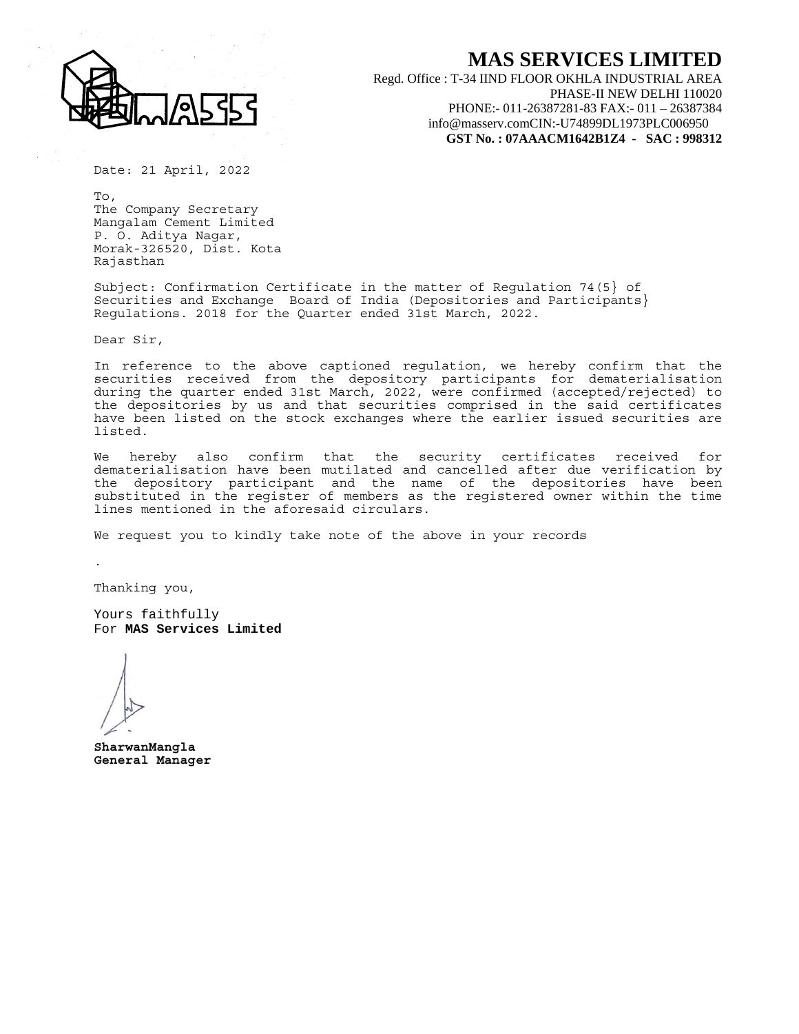# MAS SERVICES LIMITED

Regd. Office : T-34 IIND FLOOR OKHLA INDUSTRIAL AREA
PHASE-II NEW DELHI 110020
PHONE:- 011-26387281-83 FAX:- 011 – 26387384
info@masserv.comCIN:-U74899DL1973PLC006950
**GST No. : 07AAACM1642B1Z4 - SAC : 998312**

Date: 21 April, 2022

To,
The Company Secretary
Mangalam Cement Limited
P. O. Aditya Nagar,
Morak-326520, Dist. Kota
Rajasthan

Subject: Confirmation Certificate in the matter of Regulation 74(5} of Securities and Exchange Board of India (Depositories and Participants} Regulations. 2018 for the Quarter ended 31st March, 2022.

Dear Sir,

In reference to the above captioned regulation, we hereby confirm that the securities received from the depository participants for dematerialisation during the quarter ended 31st March, 2022, were confirmed (accepted/rejected) to the depositories by us and that securities comprised in the said certificates have been listed on the stock exchanges where the earlier issued securities are listed.

We hereby also confirm that the security certificates received for dematerialisation have been mutilated and cancelled after due verification by the depository participant and the name of the depositories have been substituted in the register of members as the registered owner within the time lines mentioned in the aforesaid circulars.

We request you to kindly take note of the above in your records

.

Thanking you,

Yours faithfully
For **MAS Services Limited**

**SharwanMangla**
**General Manager**